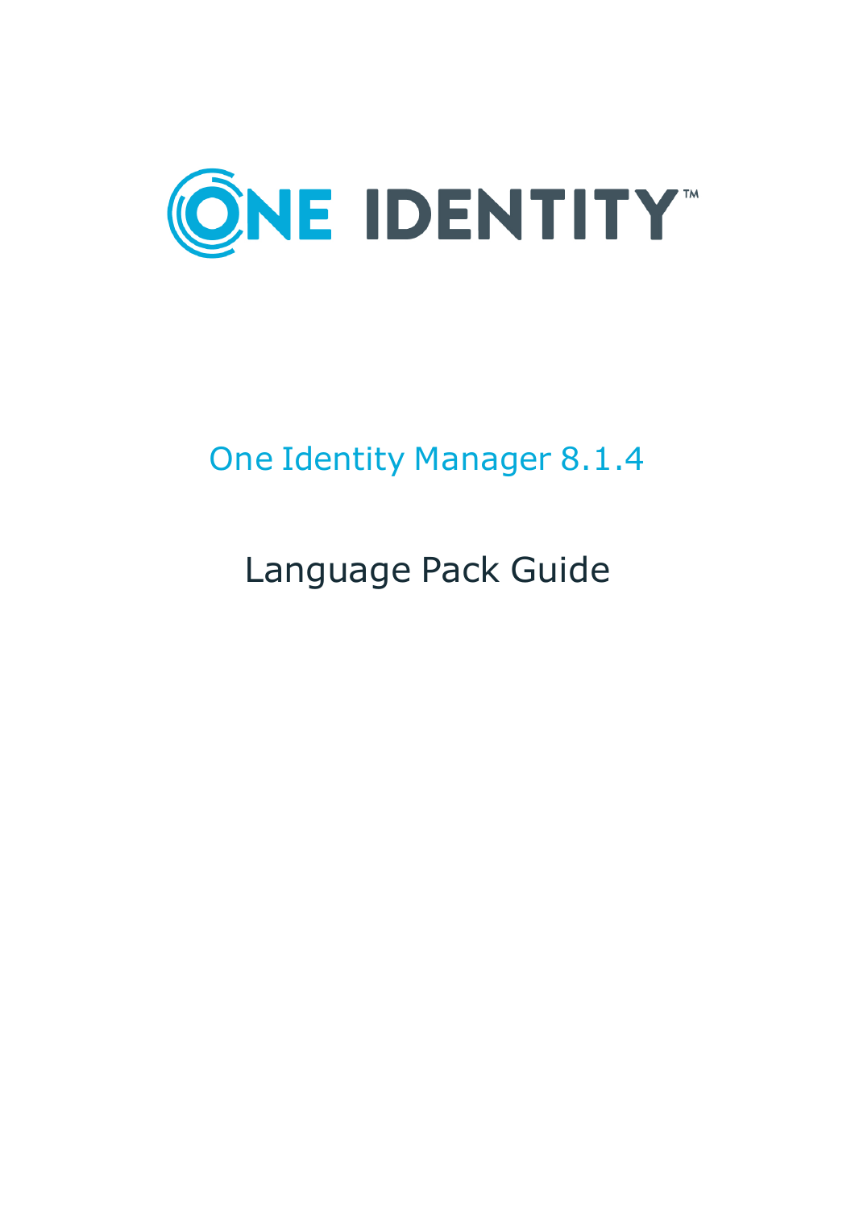# One Identity Manager 8.1.4

## Language Pack Guide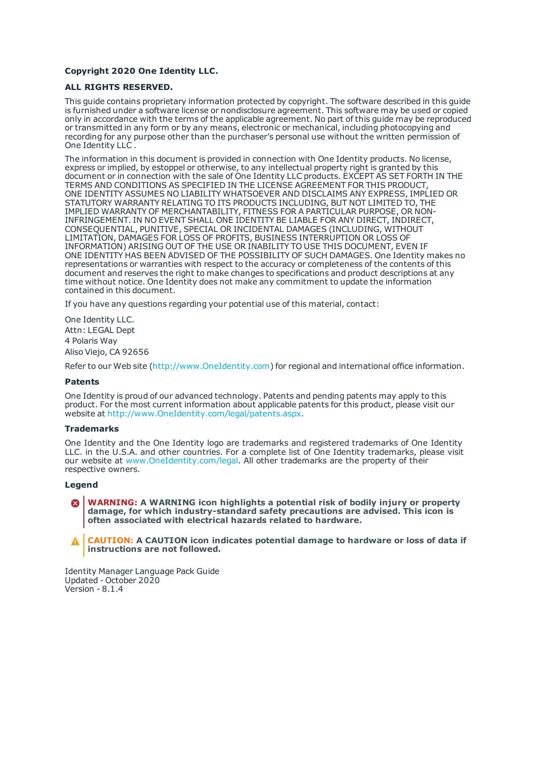**Copyright 2020 One Identity LLC.**

**ALL RIGHTS RESERVED.**

This guide contains proprietary information protected by copyright. The software described in this guide is furnished under a software license or nondisclosure agreement. This software may be used or copied only in accordance with the terms of the applicable agreement. No part of this guide may be reproduced or transmitted in any form or by any means, electronic or mechanical, including photocopying and recording for any purpose other than the purchaser's personal use without the written permission of One Identity LLC .

The information in this document is provided in connection with One Identity products. No license, express or implied, by estoppel or otherwise, to any intellectual property right is granted by this document or in connection with the sale of One Identity LLC products. EXCEPT AS SET FORTH IN THE TERMS AND CONDITIONS AS SPECIFIED IN THE LICENSE AGREEMENT FOR THIS PRODUCT, ONE IDENTITY ASSUMES NO LIABILITY WHATSOEVER AND DISCLAIMS ANY EXPRESS, IMPLIED OR STATUTORY WARRANTY RELATING TO ITS PRODUCTS INCLUDING, BUT NOT LIMITED TO, THE IMPLIED WARRANTY OF MERCHANTABILITY, FITNESS FOR A PARTICULAR PURPOSE, OR NON-INFRINGEMENT. IN NO EVENT SHALL ONE IDENTITY BE LIABLE FOR ANY DIRECT, INDIRECT, CONSEQUENTIAL, PUNITIVE, SPECIAL OR INCIDENTAL DAMAGES (INCLUDING, WITHOUT LIMITATION, DAMAGES FOR LOSS OF PROFITS, BUSINESS INTERRUPTION OR LOSS OF INFORMATION) ARISING OUT OF THE USE OR INABILITY TO USE THIS DOCUMENT, EVEN IF ONE IDENTITY HAS BEEN ADVISED OF THE POSSIBILITY OF SUCH DAMAGES. One Identity makes no representations or warranties with respect to the accuracy or completeness of the contents of this document and reserves the right to make changes to specifications and product descriptions at any time without notice. One Identity does not make any commitment to update the information contained in this document.

If you have any questions regarding your potential use of this material, contact:

One Identity LLC.
Attn: LEGAL Dept
4 Polaris Way
Aliso Viejo, CA 92656

Refer to our Web site (http://www.OneIdentity.com) for regional and international office information.

### Patents

One Identity is proud of our advanced technology. Patents and pending patents may apply to this product. For the most current information about applicable patents for this product, please visit our website at http://www.OneIdentity.com/legal/patents.aspx.

### Trademarks

One Identity and the One Identity logo are trademarks and registered trademarks of One Identity LLC. in the U.S.A. and other countries. For a complete list of One Identity trademarks, please visit our website at www.OneIdentity.com/legal. All other trademarks are the property of their respective owners.

### Legend

**WARNING: A WARNING icon highlights a potential risk of bodily injury or property damage, for which industry-standard safety precautions are advised. This icon is often associated with electrical hazards related to hardware.**

**CAUTION: A CAUTION icon indicates potential damage to hardware or loss of data if instructions are not followed.**

Identity Manager Language Pack Guide
Updated - October 2020
Version - 8.1.4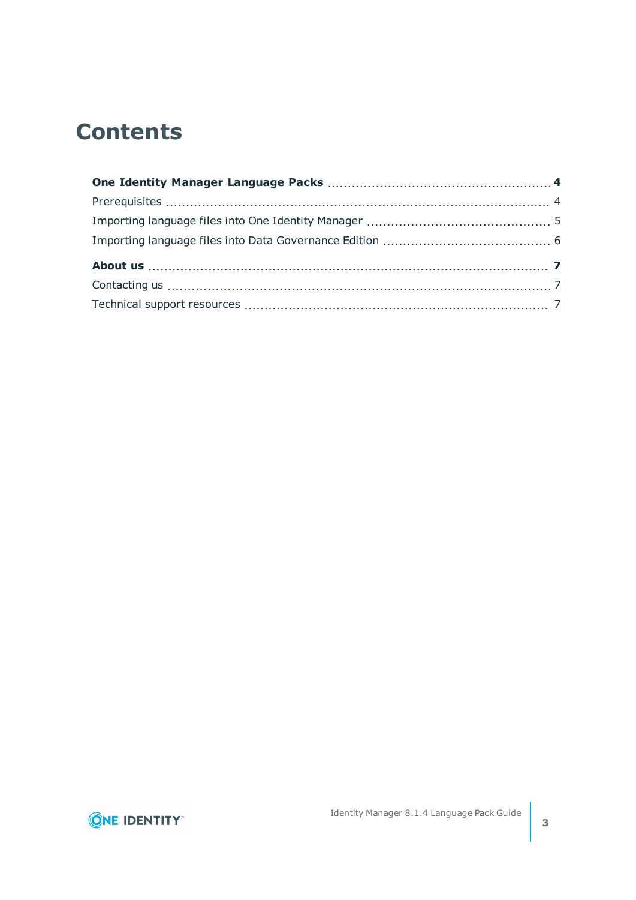# Contents

**One Identity Manager Language Packs** 4

Prerequisites 4

Importing language files into One Identity Manager 5

Importing language files into Data Governance Edition 6

**About us** 7

Contacting us 7

Technical support resources 7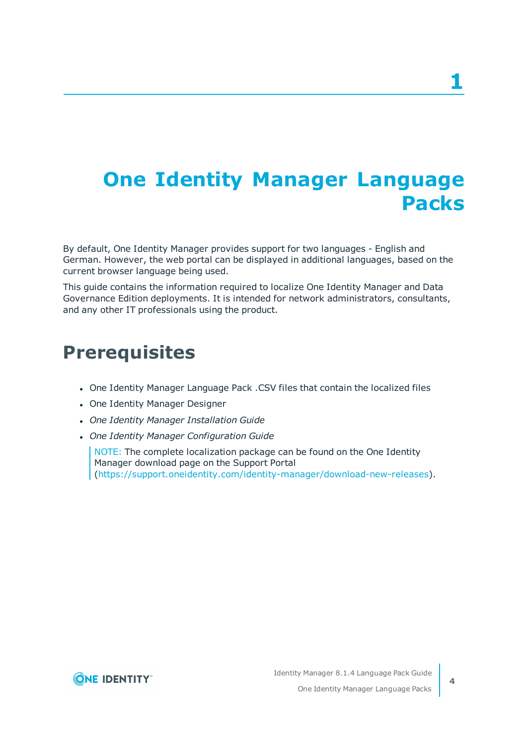# 1

# One Identity Manager Language Packs

By default, One Identity Manager provides support for two languages - English and German. However, the web portal can be displayed in additional languages, based on the current browser language being used.

This guide contains the information required to localize One Identity Manager and Data Governance Edition deployments. It is intended for network administrators, consultants, and any other IT professionals using the product.

## Prerequisites

- One Identity Manager Language Pack .CSV files that contain the localized files
- One Identity Manager Designer
- *One Identity Manager Installation Guide*
- *One Identity Manager Configuration Guide*

NOTE: The complete localization package can be found on the One Identity Manager download page on the Support Portal (https://support.oneidentity.com/identity-manager/download-new-releases).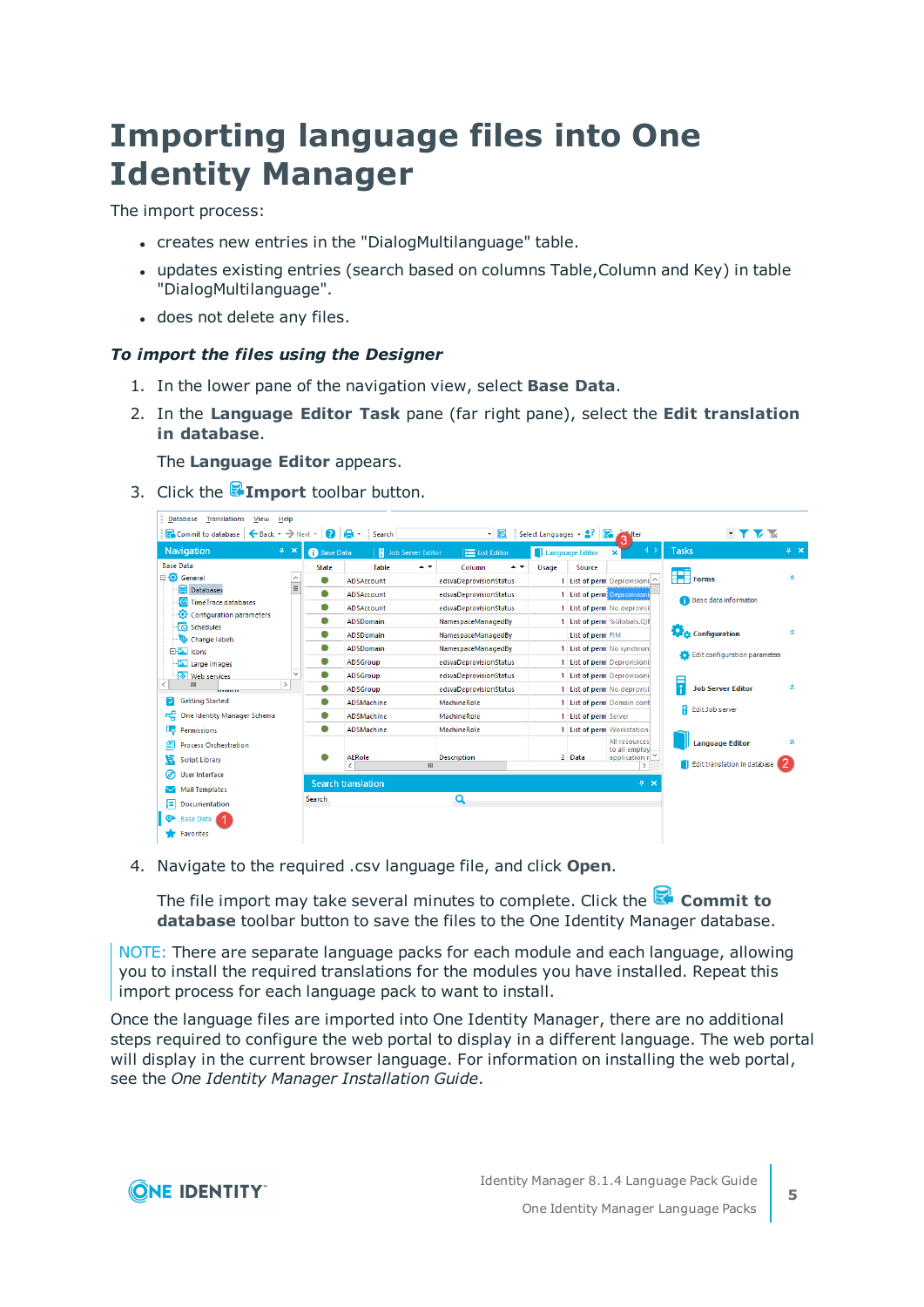# Importing language files into One Identity Manager

The import process:

- creates new entries in the "DialogMultilanguage" table.
- updates existing entries (search based on columns Table,Column and Key) in table "DialogMultilanguage".
- does not delete any files.

### *To import the files using the Designer*

1. In the lower pane of the navigation view, select **Base Data**.
2. In the **Language Editor Task** pane (far right pane), select the **Edit translation in database**.

   The **Language Editor** appears.
3. Click the **Import** toolbar button.
4. Navigate to the required .csv language file, and click **Open**.

   The file import may take several minutes to complete. Click the **Commit to database** toolbar button to save the files to the One Identity Manager database.

NOTE: There are separate language packs for each module and each language, allowing you to install the required translations for the modules you have installed. Repeat this import process for each language pack to want to install.

Once the language files are imported into One Identity Manager, there are no additional steps required to configure the web portal to display in a different language. The web portal will display in the current browser language. For information on installing the web portal, see the *One Identity Manager Installation Guide*.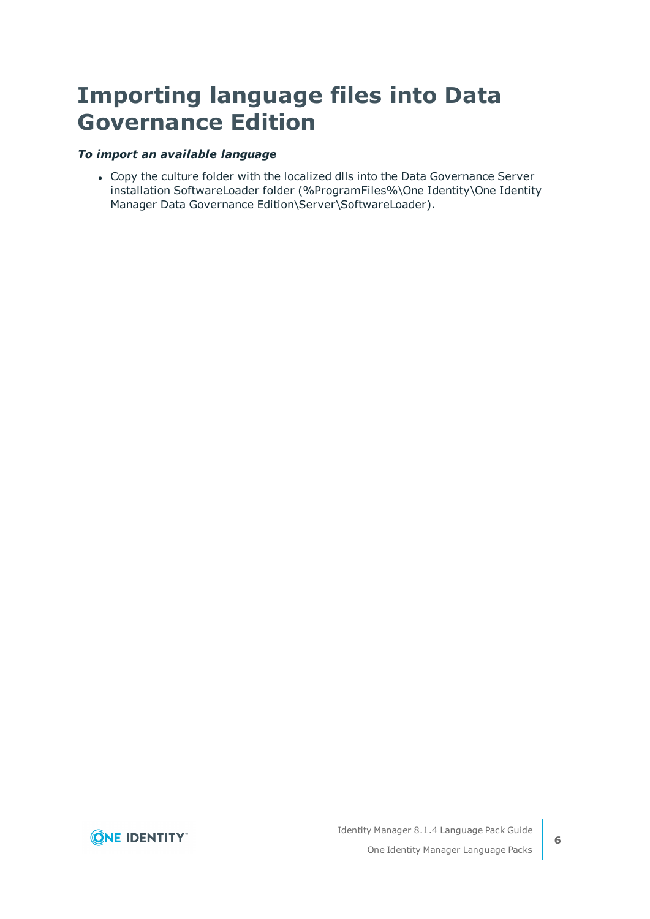# Importing language files into Data Governance Edition

***To import an available language***

- Copy the culture folder with the localized dlls into the Data Governance Server installation SoftwareLoader folder (%ProgramFiles%\One Identity\One Identity Manager Data Governance Edition\Server\SoftwareLoader).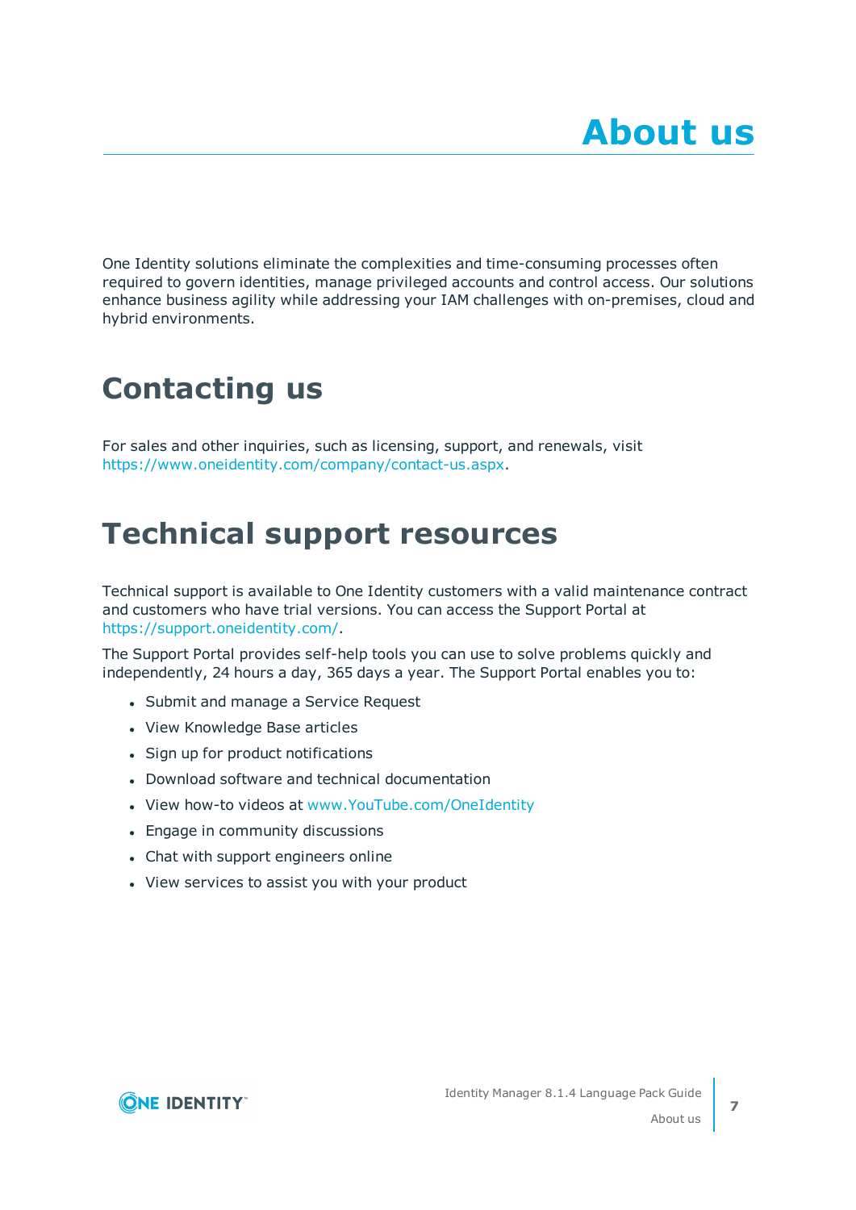# About us

One Identity solutions eliminate the complexities and time-consuming processes often required to govern identities, manage privileged accounts and control access. Our solutions enhance business agility while addressing your IAM challenges with on-premises, cloud and hybrid environments.

## Contacting us

For sales and other inquiries, such as licensing, support, and renewals, visit https://www.oneidentity.com/company/contact-us.aspx.

## Technical support resources

Technical support is available to One Identity customers with a valid maintenance contract and customers who have trial versions. You can access the Support Portal at https://support.oneidentity.com/.

The Support Portal provides self-help tools you can use to solve problems quickly and independently, 24 hours a day, 365 days a year. The Support Portal enables you to:

- Submit and manage a Service Request
- View Knowledge Base articles
- Sign up for product notifications
- Download software and technical documentation
- View how-to videos at www.YouTube.com/OneIdentity
- Engage in community discussions
- Chat with support engineers online
- View services to assist you with your product